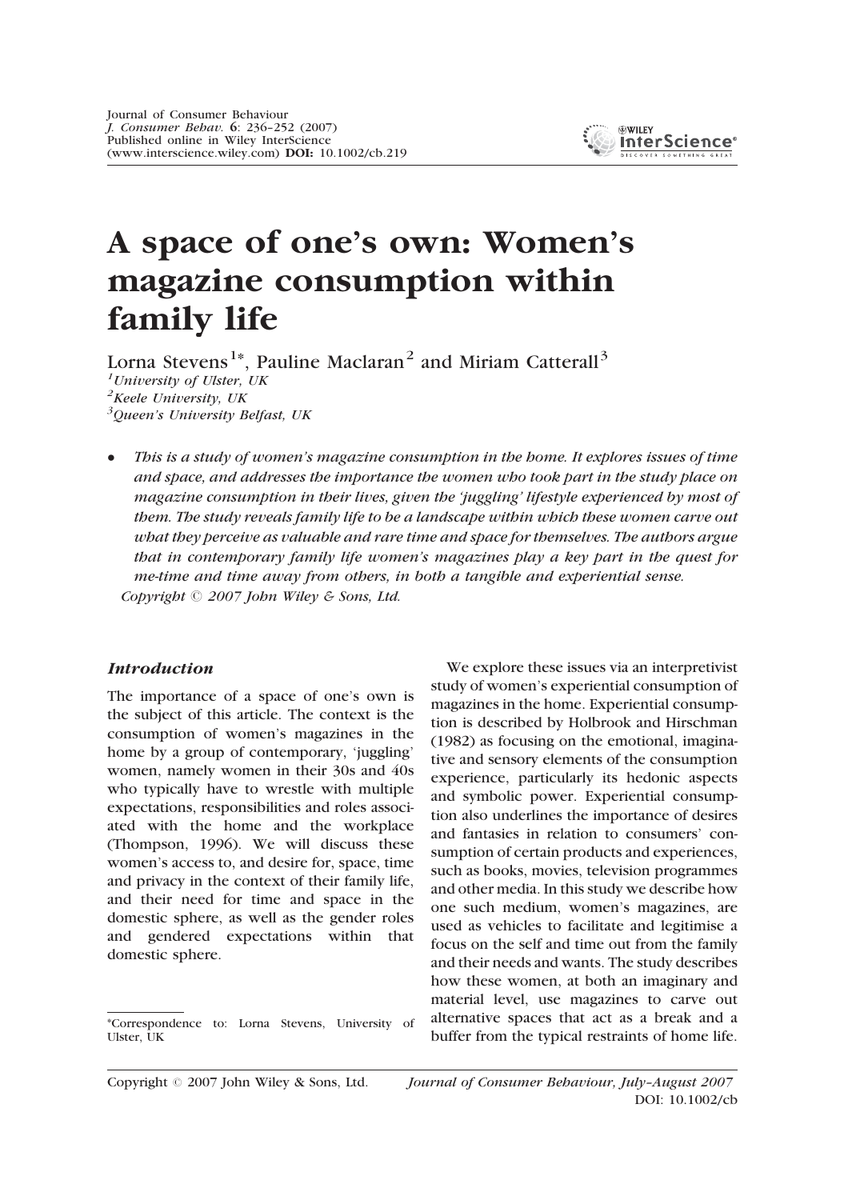# A space of one's own: Women's magazine consumption within family life

Lorna Stevens[1*], Pauline Maclaran[2] and Miriam Catterall[3]

[1]*University of Ulster, UK*
[2]*Keele University, UK*
[3]*Queen's University Belfast, UK*

- *This is a study of women's magazine consumption in the home. It explores issues of time and space, and addresses the importance the women who took part in the study place on magazine consumption in their lives, given the 'juggling' lifestyle experienced by most of them. The study reveals family life to be a landscape within which these women carve out what they perceive as valuable and rare time and space for themselves. The authors argue that in contemporary family life women's magazines play a key part in the quest for me-time and time away from others, in both a tangible and experiential sense.*

*Copyright © 2007 John Wiley & Sons, Ltd.*

## *Introduction*

The importance of a space of one's own is the subject of this article. The context is the consumption of women's magazines in the home by a group of contemporary, 'juggling' women, namely women in their 30s and 40s who typically have to wrestle with multiple expectations, responsibilities and roles associated with the home and the workplace (Thompson, 1996). We will discuss these women's access to, and desire for, space, time and privacy in the context of their family life, and their need for time and space in the domestic sphere, as well as the gender roles and gendered expectations within that domestic sphere.

We explore these issues via an interpretivist study of women's experiential consumption of magazines in the home. Experiential consumption is described by Holbrook and Hirschman (1982) as focusing on the emotional, imaginative and sensory elements of the consumption experience, particularly its hedonic aspects and symbolic power. Experiential consumption also underlines the importance of desires and fantasies in relation to consumers' consumption of certain products and experiences, such as books, movies, television programmes and other media. In this study we describe how one such medium, women's magazines, are used as vehicles to facilitate and legitimise a focus on the self and time out from the family and their needs and wants. The study describes how these women, at both an imaginary and material level, use magazines to carve out alternative spaces that act as a break and a buffer from the typical restraints of home life.

*Correspondence to: Lorna Stevens, University of Ulster, UK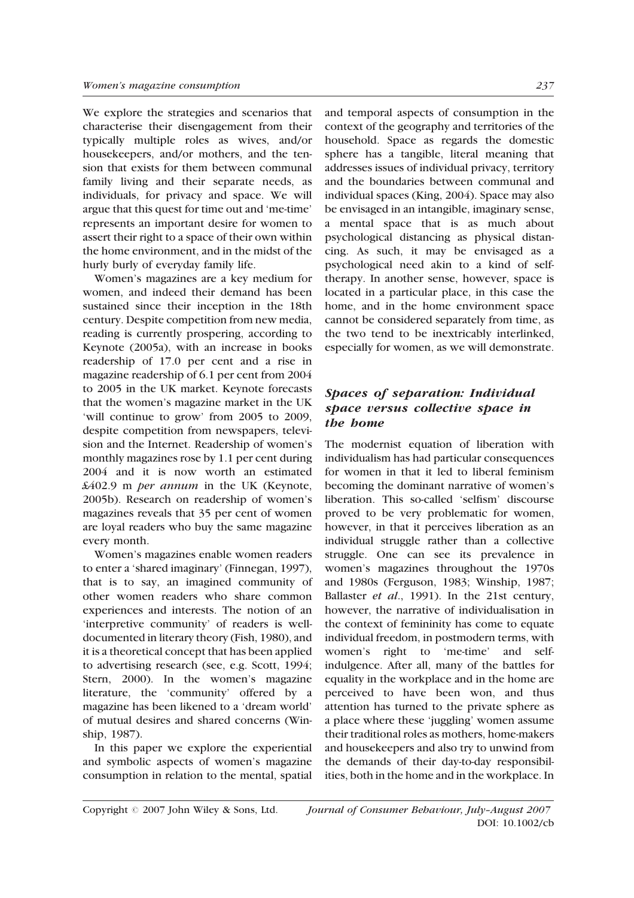We explore the strategies and scenarios that characterise their disengagement from their typically multiple roles as wives, and/or housekeepers, and/or mothers, and the tension that exists for them between communal family living and their separate needs, as individuals, for privacy and space. We will argue that this quest for time out and 'me-time' represents an important desire for women to assert their right to a space of their own within the home environment, and in the midst of the hurly burly of everyday family life.

Women's magazines are a key medium for women, and indeed their demand has been sustained since their inception in the 18th century. Despite competition from new media, reading is currently prospering, according to Keynote (2005a), with an increase in books readership of 17.0 per cent and a rise in magazine readership of 6.1 per cent from 2004 to 2005 in the UK market. Keynote forecasts that the women's magazine market in the UK 'will continue to grow' from 2005 to 2009, despite competition from newspapers, television and the Internet. Readership of women's monthly magazines rose by 1.1 per cent during 2004 and it is now worth an estimated £402.9 m *per annum* in the UK (Keynote, 2005b). Research on readership of women's magazines reveals that 35 per cent of women are loyal readers who buy the same magazine every month.

Women's magazines enable women readers to enter a 'shared imaginary' (Finnegan, 1997), that is to say, an imagined community of other women readers who share common experiences and interests. The notion of an 'interpretive community' of readers is well-documented in literary theory (Fish, 1980), and it is a theoretical concept that has been applied to advertising research (see, e.g. Scott, 1994; Stern, 2000). In the women's magazine literature, the 'community' offered by a magazine has been likened to a 'dream world' of mutual desires and shared concerns (Winship, 1987).

In this paper we explore the experiential and symbolic aspects of women's magazine consumption in relation to the mental, spatial and temporal aspects of consumption in the context of the geography and territories of the household. Space as regards the domestic sphere has a tangible, literal meaning that addresses issues of individual privacy, territory and the boundaries between communal and individual spaces (King, 2004). Space may also be envisaged in an intangible, imaginary sense, a mental space that is as much about psychological distancing as physical distancing. As such, it may be envisaged as a psychological need akin to a kind of self-therapy. In another sense, however, space is located in a particular place, in this case the home, and in the home environment space cannot be considered separately from time, as the two tend to be inextricably interlinked, especially for women, as we will demonstrate.

## *Spaces of separation: Individual space versus collective space in the home*

The modernist equation of liberation with individualism has had particular consequences for women in that it led to liberal feminism becoming the dominant narrative of women's liberation. This so-called 'selfism' discourse proved to be very problematic for women, however, in that it perceives liberation as an individual struggle rather than a collective struggle. One can see its prevalence in women's magazines throughout the 1970s and 1980s (Ferguson, 1983; Winship, 1987; Ballaster *et al*., 1991). In the 21st century, however, the narrative of individualisation in the context of femininity has come to equate individual freedom, in postmodern terms, with women's right to 'me-time' and self-indulgence. After all, many of the battles for equality in the workplace and in the home are perceived to have been won, and thus attention has turned to the private sphere as a place where these 'juggling' women assume their traditional roles as mothers, home-makers and housekeepers and also try to unwind from the demands of their day-to-day responsibilities, both in the home and in the workplace. In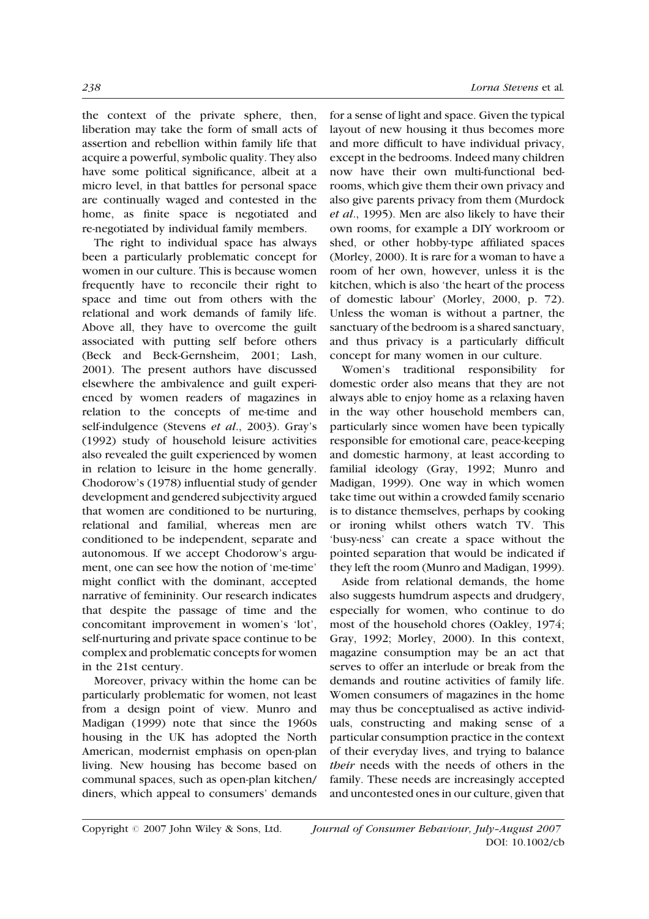the context of the private sphere, then, liberation may take the form of small acts of assertion and rebellion within family life that acquire a powerful, symbolic quality. They also have some political significance, albeit at a micro level, in that battles for personal space are continually waged and contested in the home, as finite space is negotiated and re-negotiated by individual family members.

The right to individual space has always been a particularly problematic concept for women in our culture. This is because women frequently have to reconcile their right to space and time out from others with the relational and work demands of family life. Above all, they have to overcome the guilt associated with putting self before others (Beck and Beck-Gernsheim, 2001; Lash, 2001). The present authors have discussed elsewhere the ambivalence and guilt experienced by women readers of magazines in relation to the concepts of me-time and self-indulgence (Stevens *et al*., 2003). Gray's (1992) study of household leisure activities also revealed the guilt experienced by women in relation to leisure in the home generally. Chodorow's (1978) influential study of gender development and gendered subjectivity argued that women are conditioned to be nurturing, relational and familial, whereas men are conditioned to be independent, separate and autonomous. If we accept Chodorow's argument, one can see how the notion of 'me-time' might conflict with the dominant, accepted narrative of femininity. Our research indicates that despite the passage of time and the concomitant improvement in women's 'lot', self-nurturing and private space continue to be complex and problematic concepts for women in the 21st century.

Moreover, privacy within the home can be particularly problematic for women, not least from a design point of view. Munro and Madigan (1999) note that since the 1960s housing in the UK has adopted the North American, modernist emphasis on open-plan living. New housing has become based on communal spaces, such as open-plan kitchen/diners, which appeal to consumers' demands for a sense of light and space. Given the typical layout of new housing it thus becomes more and more difficult to have individual privacy, except in the bedrooms. Indeed many children now have their own multi-functional bedrooms, which give them their own privacy and also give parents privacy from them (Murdock *et al*., 1995). Men are also likely to have their own rooms, for example a DIY workroom or shed, or other hobby-type affiliated spaces (Morley, 2000). It is rare for a woman to have a room of her own, however, unless it is the kitchen, which is also 'the heart of the process of domestic labour' (Morley, 2000, p. 72). Unless the woman is without a partner, the sanctuary of the bedroom is a shared sanctuary, and thus privacy is a particularly difficult concept for many women in our culture.

Women's traditional responsibility for domestic order also means that they are not always able to enjoy home as a relaxing haven in the way other household members can, particularly since women have been typically responsible for emotional care, peace-keeping and domestic harmony, at least according to familial ideology (Gray, 1992; Munro and Madigan, 1999). One way in which women take time out within a crowded family scenario is to distance themselves, perhaps by cooking or ironing whilst others watch TV. This 'busy-ness' can create a space without the pointed separation that would be indicated if they left the room (Munro and Madigan, 1999).

Aside from relational demands, the home also suggests humdrum aspects and drudgery, especially for women, who continue to do most of the household chores (Oakley, 1974; Gray, 1992; Morley, 2000). In this context, magazine consumption may be an act that serves to offer an interlude or break from the demands and routine activities of family life. Women consumers of magazines in the home may thus be conceptualised as active individuals, constructing and making sense of a particular consumption practice in the context of their everyday lives, and trying to balance *their* needs with the needs of others in the family. These needs are increasingly accepted and uncontested ones in our culture, given that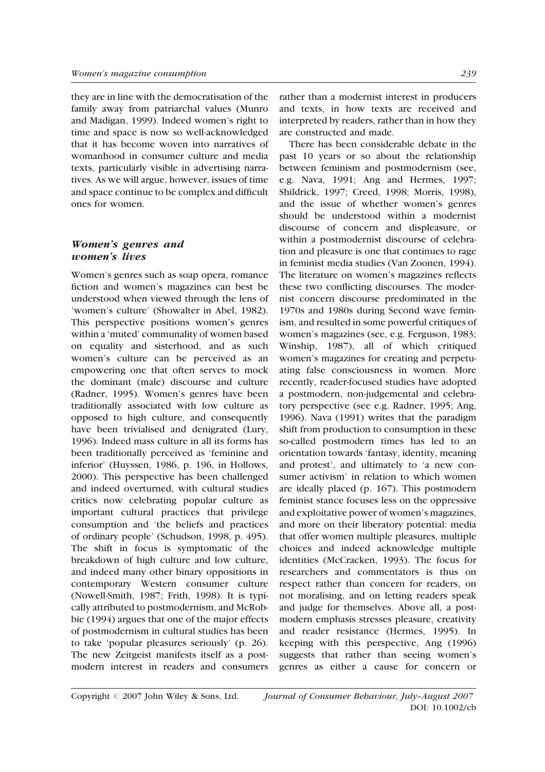they are in line with the democratisation of the family away from patriarchal values (Munro and Madigan, 1999). Indeed women's right to time and space is now so well-acknowledged that it has become woven into narratives of womanhood in consumer culture and media texts, particularly visible in advertising narratives. As we will argue, however, issues of time and space continue to be complex and difficult ones for women.

## *Women's genres and women's lives*

Women's genres such as soap opera, romance fiction and women's magazines can best be understood when viewed through the lens of 'women's culture' (Showalter in Abel, 1982). This perspective positions women's genres within a 'muted' communality of women based on equality and sisterhood, and as such women's culture can be perceived as an empowering one that often serves to mock the dominant (male) discourse and culture (Radner, 1995). Women's genres have been traditionally associated with low culture as opposed to high culture, and consequently have been trivialised and denigrated (Lury, 1996). Indeed mass culture in all its forms has been traditionally perceived as 'feminine and inferior' (Huyssen, 1986, p. 196, in Hollows, 2000). This perspective has been challenged and indeed overturned, with cultural studies critics now celebrating popular culture as important cultural practices that privilege consumption and 'the beliefs and practices of ordinary people' (Schudson, 1998, p. 495). The shift in focus is symptomatic of the breakdown of high culture and low culture, and indeed many other binary oppositions in contemporary Western consumer culture (Nowell-Smith, 1987; Frith, 1998). It is typically attributed to postmodernism, and McRobbie (1994) argues that one of the major effects of postmodernism in cultural studies has been to take 'popular pleasures seriously' (p. 26). The new Zeitgeist manifests itself as a postmodern interest in readers and consumers rather than a modernist interest in producers and texts, in how texts are received and interpreted by readers, rather than in how they are constructed and made.

There has been considerable debate in the past 10 years or so about the relationship between feminism and postmodernism (see, e.g. Nava, 1991; Ang and Hermes, 1997; Shildrick, 1997; Creed, 1998; Morris, 1998), and the issue of whether women's genres should be understood within a modernist discourse of concern and displeasure, or within a postmodernist discourse of celebration and pleasure is one that continues to rage in feminist media studies (Van Zoonen, 1994). The literature on women's magazines reflects these two conflicting discourses. The modernist concern discourse predominated in the 1970s and 1980s during Second wave feminism, and resulted in some powerful critiques of women's magazines (see, e.g. Ferguson, 1983; Winship, 1987), all of which critiqued women's magazines for creating and perpetuating false consciousness in women. More recently, reader-focused studies have adopted a postmodern, non-judgemental and celebratory perspective (see e.g. Radner, 1995; Ang, 1996). Nava (1991) writes that the paradigm shift from production to consumption in these so-called postmodern times has led to an orientation towards 'fantasy, identity, meaning and protest', and ultimately to 'a new consumer activism' in relation to which women are ideally placed (p. 167). This postmodern feminist stance focuses less on the oppressive and exploitative power of women's magazines, and more on their liberatory potential: media that offer women multiple pleasures, multiple choices and indeed acknowledge multiple identities (McCracken, 1993). The focus for researchers and commentators is thus on respect rather than concern for readers, on not moralising, and on letting readers speak and judge for themselves. Above all, a postmodern emphasis stresses pleasure, creativity and reader resistance (Hermes, 1995). In keeping with this perspective, Ang (1996) suggests that rather than seeing women's genres as either a cause for concern or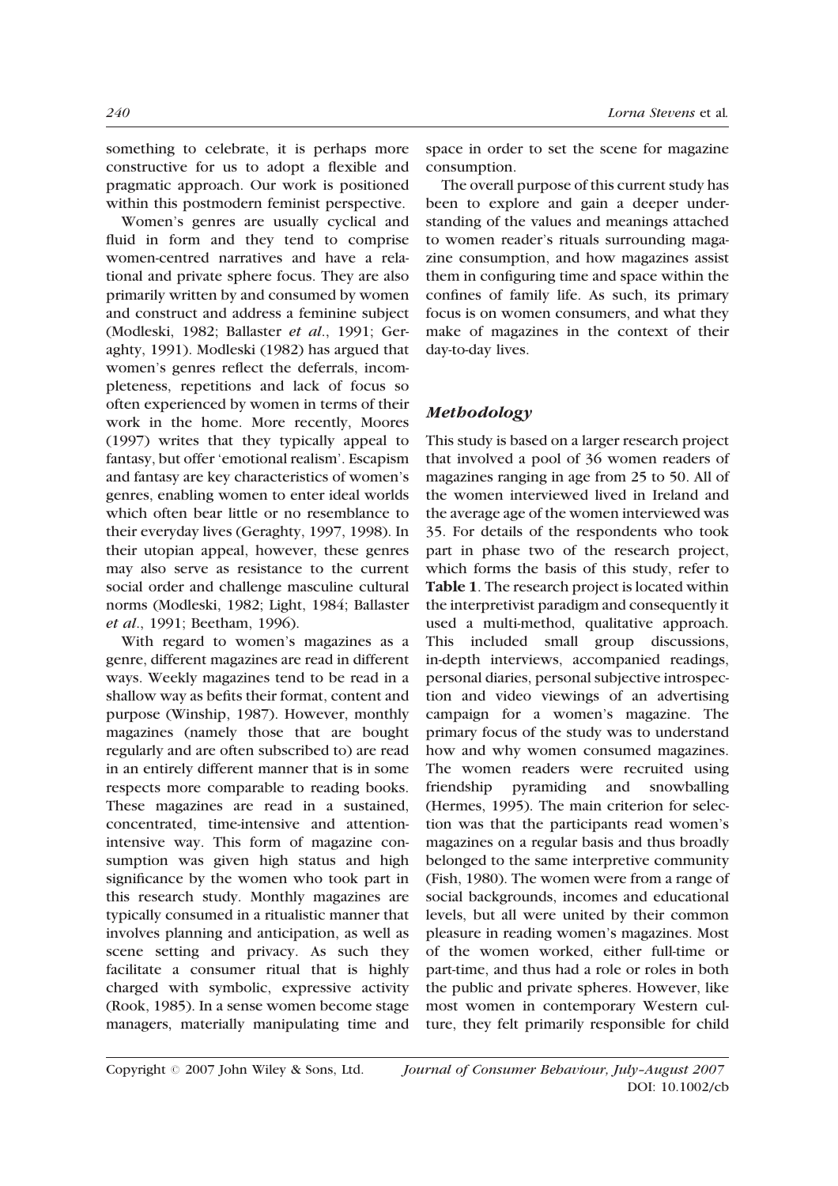something to celebrate, it is perhaps more constructive for us to adopt a flexible and pragmatic approach. Our work is positioned within this postmodern feminist perspective.

Women's genres are usually cyclical and fluid in form and they tend to comprise women-centred narratives and have a relational and private sphere focus. They are also primarily written by and consumed by women and construct and address a feminine subject (Modleski, 1982; Ballaster *et al*., 1991; Geraghty, 1991). Modleski (1982) has argued that women's genres reflect the deferrals, incompleteness, repetitions and lack of focus so often experienced by women in terms of their work in the home. More recently, Moores (1997) writes that they typically appeal to fantasy, but offer 'emotional realism'. Escapism and fantasy are key characteristics of women's genres, enabling women to enter ideal worlds which often bear little or no resemblance to their everyday lives (Geraghty, 1997, 1998). In their utopian appeal, however, these genres may also serve as resistance to the current social order and challenge masculine cultural norms (Modleski, 1982; Light, 1984; Ballaster *et al*., 1991; Beetham, 1996).

With regard to women's magazines as a genre, different magazines are read in different ways. Weekly magazines tend to be read in a shallow way as befits their format, content and purpose (Winship, 1987). However, monthly magazines (namely those that are bought regularly and are often subscribed to) are read in an entirely different manner that is in some respects more comparable to reading books. These magazines are read in a sustained, concentrated, time-intensive and attention-intensive way. This form of magazine consumption was given high status and high significance by the women who took part in this research study. Monthly magazines are typically consumed in a ritualistic manner that involves planning and anticipation, as well as scene setting and privacy. As such they facilitate a consumer ritual that is highly charged with symbolic, expressive activity (Rook, 1985). In a sense women become stage managers, materially manipulating time and space in order to set the scene for magazine consumption.

The overall purpose of this current study has been to explore and gain a deeper understanding of the values and meanings attached to women reader's rituals surrounding magazine consumption, and how magazines assist them in configuring time and space within the confines of family life. As such, its primary focus is on women consumers, and what they make of magazines in the context of their day-to-day lives.

## *Methodology*

This study is based on a larger research project that involved a pool of 36 women readers of magazines ranging in age from 25 to 50. All of the women interviewed lived in Ireland and the average age of the women interviewed was 35. For details of the respondents who took part in phase two of the research project, which forms the basis of this study, refer to **Table 1**. The research project is located within the interpretivist paradigm and consequently it used a multi-method, qualitative approach. This included small group discussions, in-depth interviews, accompanied readings, personal diaries, personal subjective introspection and video viewings of an advertising campaign for a women's magazine. The primary focus of the study was to understand how and why women consumed magazines. The women readers were recruited using friendship pyramiding and snowballing (Hermes, 1995). The main criterion for selection was that the participants read women's magazines on a regular basis and thus broadly belonged to the same interpretive community (Fish, 1980). The women were from a range of social backgrounds, incomes and educational levels, but all were united by their common pleasure in reading women's magazines. Most of the women worked, either full-time or part-time, and thus had a role or roles in both the public and private spheres. However, like most women in contemporary Western culture, they felt primarily responsible for child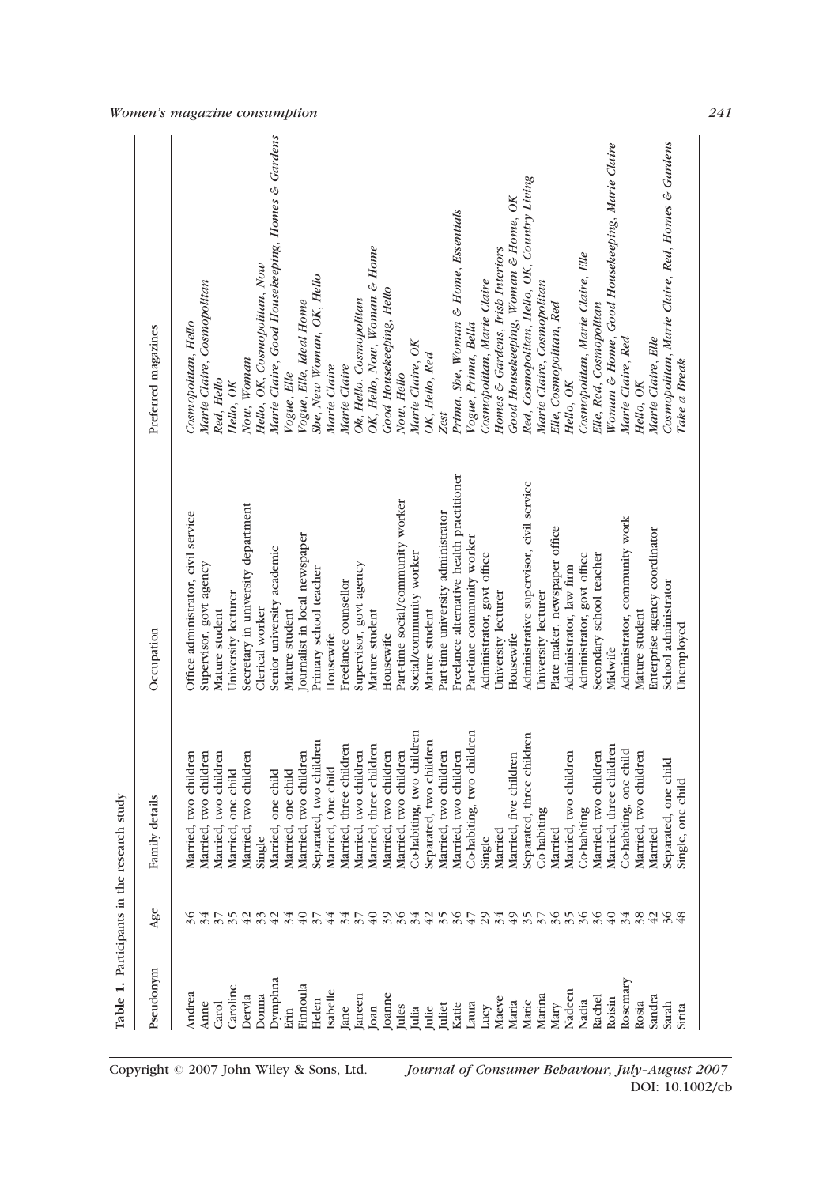**Table 1.** Participants in the research study

| Pseudonym | Age | Family details | Occupation | Preferred magazines |
|---|---|---|---|---|
| Andrea | 36 | Married, two children | Office administrator, civil service | *Cosmopolitan, Hello* |
| Anne | 34 | Married, two children | Supervisor, govt agency | *Marie Claire, Cosmopolitan* |
| Carol | 37 | Married, two children | Mature student | *Red, Hello* |
| Caroline | 35 | Married, one child | University lecturer | *Hello, OK* |
| Dervla | 42 | Married, two children | Secretary in university department | *Now, Woman* |
| Donna | 33 | Single | Clerical worker | *Hello, OK, Cosmopolitan, Now* |
| Dymphna | 42 | Married, one child | Senior university academic | *Marie Claire, Good Housekeeping, Homes & Gardens* |
| Erin | 34 | Married, one child | Mature student | *Vogue, Elle* |
| Finnoula | 40 | Married, two children | Journalist in local newspaper | *Vogue, Elle, Ideal Home* |
| Helen | 37 | Separated, two children | Primary school teacher | *She, New Woman, OK, Hello* |
| Isabelle | 44 | Married, One child | Housewife | *Marie Claire* |
| Jane | 34 | Married, three children | Freelance counsellor | *Marie Claire* |
| Janeen | 37 | Married, two children | Supervisor, govt agency | *Ok, Hello, Cosmopolitan* |
| Joan | 40 | Married, three children | Mature student | *OK, Hello, Now, Woman & Home* |
| Joanne | 39 | Married, two children | Housewife | *Good Housekeeping, Hello* |
| Jules | 36 | Married, two children | Part-time social/community worker | *Now, Hello* |
| Julia | 34 | Co-habiting, two children | Social/community worker | *Marie Claire, OK* |
| Julie | 42 | Separated, two children | Mature student | *OK, Hello, Red* |
| Juliet | 35 | Married, two children | Part-time university administrator | *Zest* |
| Katie | 36 | Married, two children | Freelance alternative health practitioner | *Prima, She, Woman & Home, Essentials* |
| Laura | 47 | Co-habiting, two children | Part-time community worker | *Vogue, Prima, Bella* |
| Lucy | 29 | Single | Administrator, govt office | *Cosmopolitan, Marie Claire* |
| Maeve | 34 | Married | University lecturer | *Homes & Gardens, Irish Interiors* |
| Maria | 49 | Married, five children | Housewife | *Good Housekeeping, Woman & Home, OK* |
| Marie | 35 | Separated, three children | Administrative supervisor, civil service | *Red, Cosmopolitan, Hello, OK, Country Living* |
| Marina | 37 | Co-habiting | University lecturer | *Marie Claire, Cosmopolitan* |
| Mary | 36 | Married | Plate maker, newspaper office | *Elle, Cosmopolitan, Red* |
| Nadeen | 35 | Married, two children | Administrator, law firm | *Hello, OK* |
| Nadia | 36 | Co-habiting | Administrator, govt office | *Cosmopolitan, Marie Claire, Elle* |
| Rachel | 36 | Married, two children | Secondary school teacher | *Elle, Red, Cosmopolitan* |
| Roisin | 40 | Married, three children | Midwife | *Woman & Home, Good Housekeeping, Marie Claire* |
| Rosemary | 34 | Co-habiting, one child | Administrator, community work | *Marie Claire, Red* |
| Rosia | 38 | Married, two children | Mature student | *Hello, OK* |
| Sandra | 42 | Married | Enterprise agency coordinator | *Marie Claire, Elle* |
| Sarah | 36 | Separated, one child | School administrator | *Cosmopolitan, Marie Claire, Red, Homes & Gardens* |
| Sirita | 48 | Single, one child | Unemployed | *Take a Break* |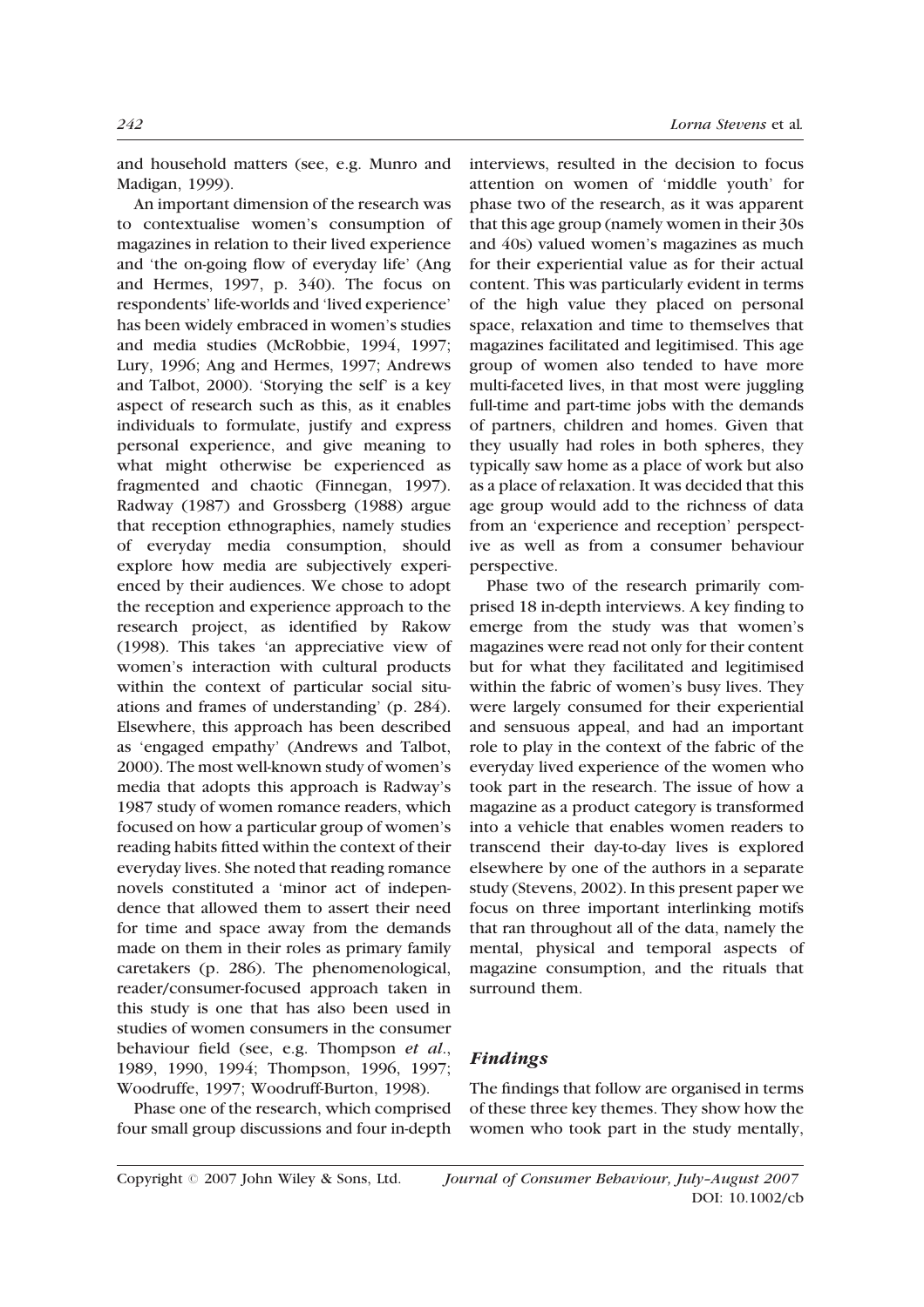and household matters (see, e.g. Munro and Madigan, 1999).

An important dimension of the research was to contextualise women's consumption of magazines in relation to their lived experience and 'the on-going flow of everyday life' (Ang and Hermes, 1997, p. 340). The focus on respondents' life-worlds and 'lived experience' has been widely embraced in women's studies and media studies (McRobbie, 1994, 1997; Lury, 1996; Ang and Hermes, 1997; Andrews and Talbot, 2000). 'Storying the self' is a key aspect of research such as this, as it enables individuals to formulate, justify and express personal experience, and give meaning to what might otherwise be experienced as fragmented and chaotic (Finnegan, 1997). Radway (1987) and Grossberg (1988) argue that reception ethnographies, namely studies of everyday media consumption, should explore how media are subjectively experienced by their audiences. We chose to adopt the reception and experience approach to the research project, as identified by Rakow (1998). This takes 'an appreciative view of women's interaction with cultural products within the context of particular social situations and frames of understanding' (p. 284). Elsewhere, this approach has been described as 'engaged empathy' (Andrews and Talbot, 2000). The most well-known study of women's media that adopts this approach is Radway's 1987 study of women romance readers, which focused on how a particular group of women's reading habits fitted within the context of their everyday lives. She noted that reading romance novels constituted a 'minor act of independence that allowed them to assert their need for time and space away from the demands made on them in their roles as primary family caretakers (p. 286). The phenomenological, reader/consumer-focused approach taken in this study is one that has also been used in studies of women consumers in the consumer behaviour field (see, e.g. Thompson *et al*., 1989, 1990, 1994; Thompson, 1996, 1997; Woodruffe, 1997; Woodruff-Burton, 1998).

Phase one of the research, which comprised four small group discussions and four in-depth interviews, resulted in the decision to focus attention on women of 'middle youth' for phase two of the research, as it was apparent that this age group (namely women in their 30s and 40s) valued women's magazines as much for their experiential value as for their actual content. This was particularly evident in terms of the high value they placed on personal space, relaxation and time to themselves that magazines facilitated and legitimised. This age group of women also tended to have more multi-faceted lives, in that most were juggling full-time and part-time jobs with the demands of partners, children and homes. Given that they usually had roles in both spheres, they typically saw home as a place of work but also as a place of relaxation. It was decided that this age group would add to the richness of data from an 'experience and reception' perspective as well as from a consumer behaviour perspective.

Phase two of the research primarily comprised 18 in-depth interviews. A key finding to emerge from the study was that women's magazines were read not only for their content but for what they facilitated and legitimised within the fabric of women's busy lives. They were largely consumed for their experiential and sensuous appeal, and had an important role to play in the context of the fabric of the everyday lived experience of the women who took part in the research. The issue of how a magazine as a product category is transformed into a vehicle that enables women readers to transcend their day-to-day lives is explored elsewhere by one of the authors in a separate study (Stevens, 2002). In this present paper we focus on three important interlinking motifs that ran throughout all of the data, namely the mental, physical and temporal aspects of magazine consumption, and the rituals that surround them.

## *Findings*

The findings that follow are organised in terms of these three key themes. They show how the women who took part in the study mentally,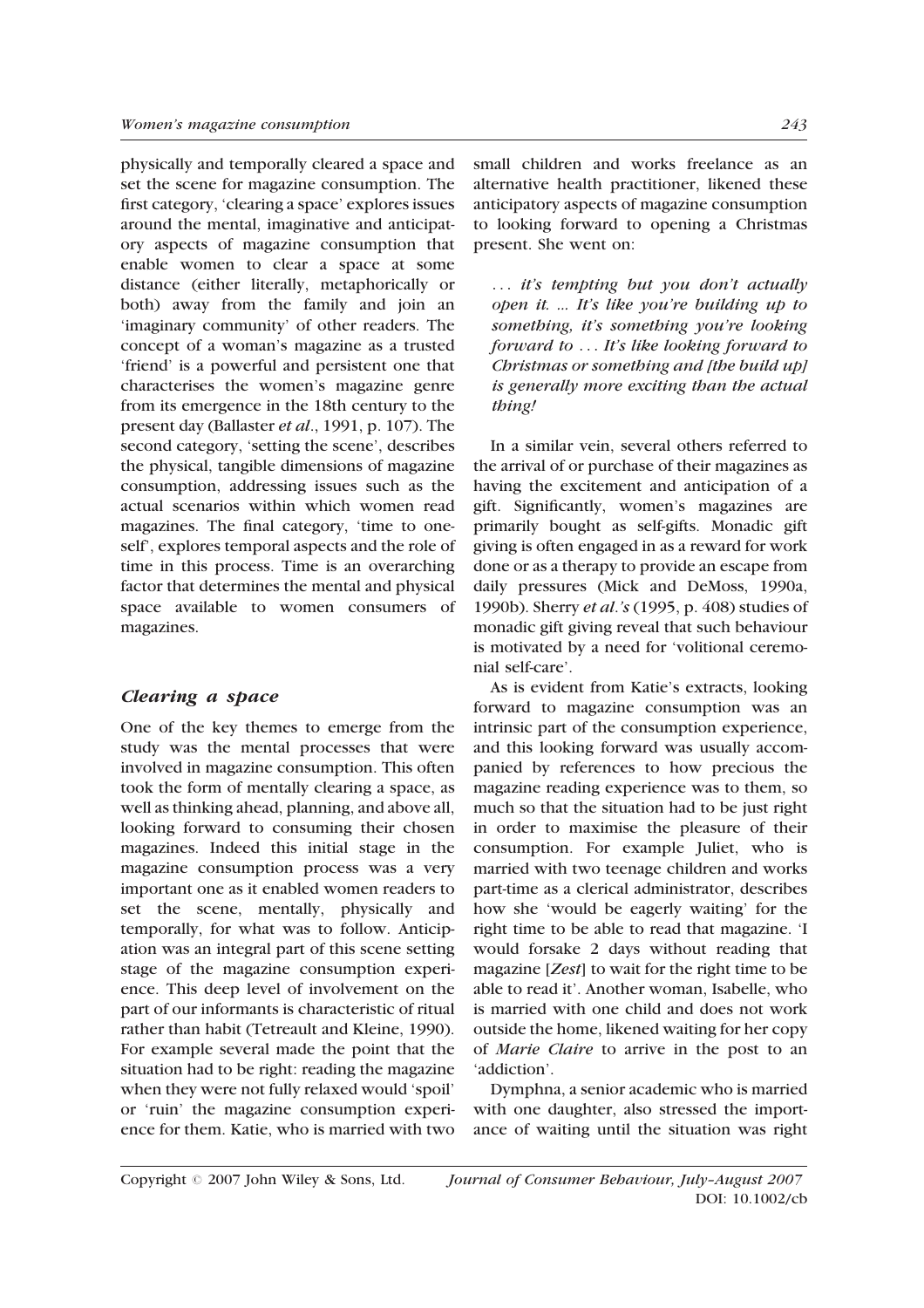physically and temporally cleared a space and set the scene for magazine consumption. The first category, 'clearing a space' explores issues around the mental, imaginative and anticipatory aspects of magazine consumption that enable women to clear a space at some distance (either literally, metaphorically or both) away from the family and join an 'imaginary community' of other readers. The concept of a woman's magazine as a trusted 'friend' is a powerful and persistent one that characterises the women's magazine genre from its emergence in the 18th century to the present day (Ballaster *et al*., 1991, p. 107). The second category, 'setting the scene', describes the physical, tangible dimensions of magazine consumption, addressing issues such as the actual scenarios within which women read magazines. The final category, 'time to oneself', explores temporal aspects and the role of time in this process. Time is an overarching factor that determines the mental and physical space available to women consumers of magazines.

### *Clearing a space*

One of the key themes to emerge from the study was the mental processes that were involved in magazine consumption. This often took the form of mentally clearing a space, as well as thinking ahead, planning, and above all, looking forward to consuming their chosen magazines. Indeed this initial stage in the magazine consumption process was a very important one as it enabled women readers to set the scene, mentally, physically and temporally, for what was to follow. Anticipation was an integral part of this scene setting stage of the magazine consumption experience. This deep level of involvement on the part of our informants is characteristic of ritual rather than habit (Tetreault and Kleine, 1990). For example several made the point that the situation had to be right: reading the magazine when they were not fully relaxed would 'spoil' or 'ruin' the magazine consumption experience for them. Katie, who is married with two small children and works freelance as an alternative health practitioner, likened these anticipatory aspects of magazine consumption to looking forward to opening a Christmas present. She went on:

> *... it's tempting but you don't actually open it. ... It's like you're building up to something, it's something you're looking forward to ... It's like looking forward to Christmas or something and [the build up] is generally more exciting than the actual thing!*

In a similar vein, several others referred to the arrival of or purchase of their magazines as having the excitement and anticipation of a gift. Significantly, women's magazines are primarily bought as self-gifts. Monadic gift giving is often engaged in as a reward for work done or as a therapy to provide an escape from daily pressures (Mick and DeMoss, 1990a, 1990b). Sherry *et al*.*'s* (1995, p. 408) studies of monadic gift giving reveal that such behaviour is motivated by a need for 'volitional ceremonial self-care'.

As is evident from Katie's extracts, looking forward to magazine consumption was an intrinsic part of the consumption experience, and this looking forward was usually accompanied by references to how precious the magazine reading experience was to them, so much so that the situation had to be just right in order to maximise the pleasure of their consumption. For example Juliet, who is married with two teenage children and works part-time as a clerical administrator, describes how she 'would be eagerly waiting' for the right time to be able to read that magazine. 'I would forsake 2 days without reading that magazine [*Zest*] to wait for the right time to be able to read it'. Another woman, Isabelle, who is married with one child and does not work outside the home, likened waiting for her copy of *Marie Claire* to arrive in the post to an 'addiction'.

Dymphna, a senior academic who is married with one daughter, also stressed the importance of waiting until the situation was right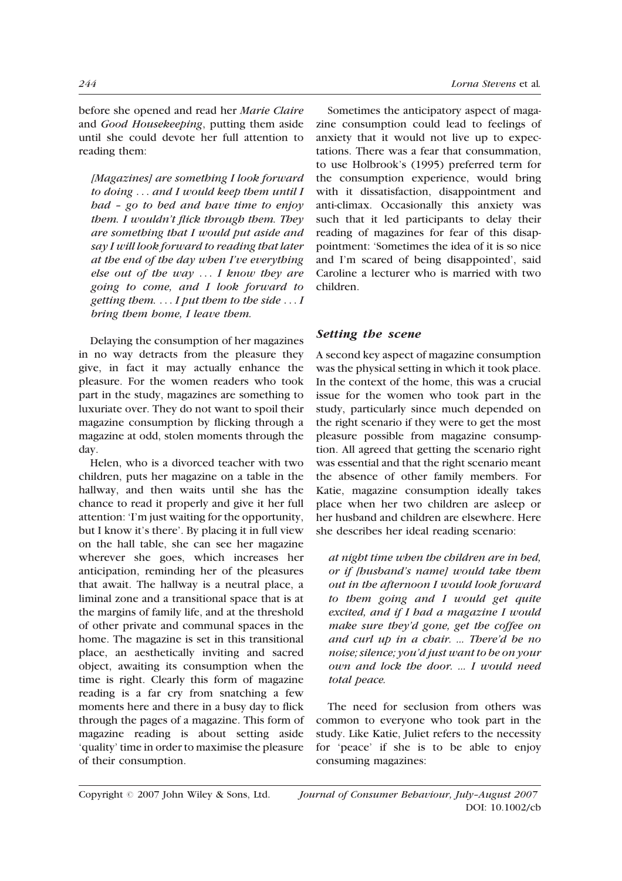before she opened and read her *Marie Claire* and *Good Housekeeping*, putting them aside until she could devote her full attention to reading them:

> *[Magazines] are something I look forward to doing . . . and I would keep them until I had – go to bed and have time to enjoy them. I wouldn't flick through them. They are something that I would put aside and say I will look forward to reading that later at the end of the day when I've everything else out of the way . . . I know they are going to come, and I look forward to getting them. . . . I put them to the side . . . I bring them home, I leave them.*

Delaying the consumption of her magazines in no way detracts from the pleasure they give, in fact it may actually enhance the pleasure. For the women readers who took part in the study, magazines are something to luxuriate over. They do not want to spoil their magazine consumption by flicking through a magazine at odd, stolen moments through the day.

Helen, who is a divorced teacher with two children, puts her magazine on a table in the hallway, and then waits until she has the chance to read it properly and give it her full attention: 'I'm just waiting for the opportunity, but I know it's there'. By placing it in full view on the hall table, she can see her magazine wherever she goes, which increases her anticipation, reminding her of the pleasures that await. The hallway is a neutral place, a liminal zone and a transitional space that is at the margins of family life, and at the threshold of other private and communal spaces in the home. The magazine is set in this transitional place, an aesthetically inviting and sacred object, awaiting its consumption when the time is right. Clearly this form of magazine reading is a far cry from snatching a few moments here and there in a busy day to flick through the pages of a magazine. This form of magazine reading is about setting aside 'quality' time in order to maximise the pleasure of their consumption.

Sometimes the anticipatory aspect of magazine consumption could lead to feelings of anxiety that it would not live up to expectations. There was a fear that consummation, to use Holbrook's (1995) preferred term for the consumption experience, would bring with it dissatisfaction, disappointment and anti-climax. Occasionally this anxiety was such that it led participants to delay their reading of magazines for fear of this disappointment: 'Sometimes the idea of it is so nice and I'm scared of being disappointed', said Caroline a lecturer who is married with two children.

### *Setting the scene*

A second key aspect of magazine consumption was the physical setting in which it took place. In the context of the home, this was a crucial issue for the women who took part in the study, particularly since much depended on the right scenario if they were to get the most pleasure possible from magazine consumption. All agreed that getting the scenario right was essential and that the right scenario meant the absence of other family members. For Katie, magazine consumption ideally takes place when her two children are asleep or her husband and children are elsewhere. Here she describes her ideal reading scenario:

> *at night time when the children are in bed, or if [husband's name] would take them out in the afternoon I would look forward to them going and I would get quite excited, and if I had a magazine I would make sure they'd gone, get the coffee on and curl up in a chair. ... There'd be no noise; silence; you'd just want to be on your own and lock the door. ... I would need total peace.*

The need for seclusion from others was common to everyone who took part in the study. Like Katie, Juliet refers to the necessity for 'peace' if she is to be able to enjoy consuming magazines: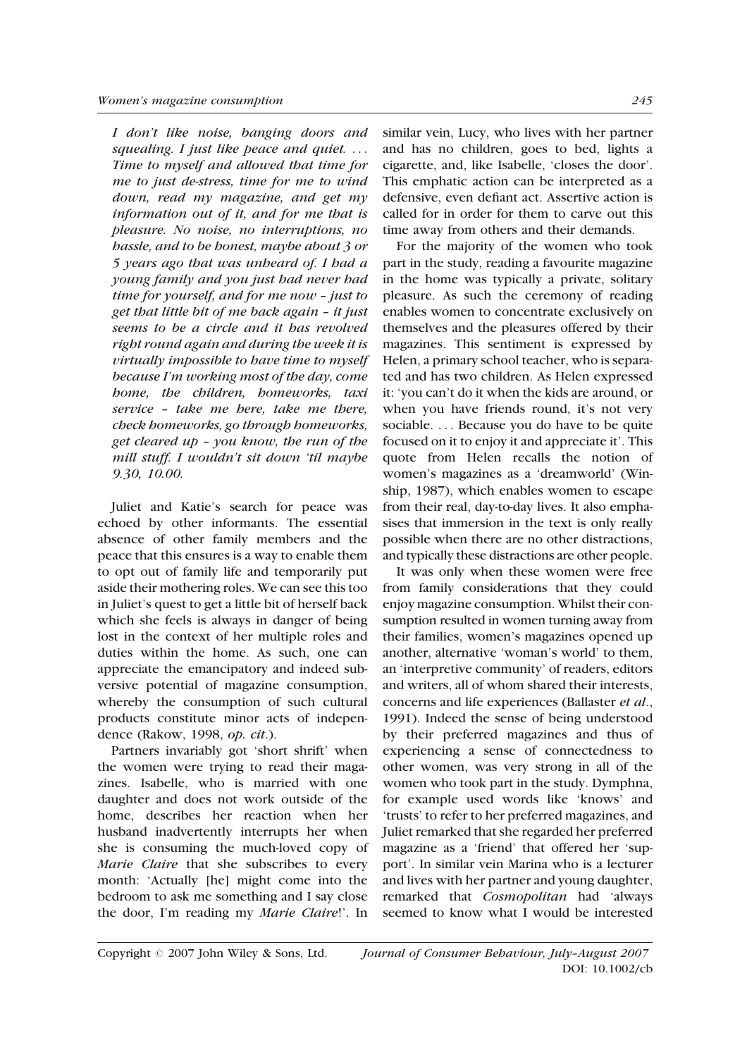*I don't like noise, banging doors and squealing. I just like peace and quiet. ... Time to myself and allowed that time for me to just de-stress, time for me to wind down, read my magazine, and get my information out of it, and for me that is pleasure. No noise, no interruptions, no hassle, and to be honest, maybe about 3 or 5 years ago that was unheard of. I had a young family and you just had never had time for yourself, and for me now – just to get that little bit of me back again – it just seems to be a circle and it has revolved right round again and during the week it is virtually impossible to have time to myself because I'm working most of the day, come home, the children, homeworks, taxi service – take me here, take me there, check homeworks, go through homeworks, get cleared up – you know, the run of the mill stuff. I wouldn't sit down 'til maybe 9.30, 10.00.*

Juliet and Katie's search for peace was echoed by other informants. The essential absence of other family members and the peace that this ensures is a way to enable them to opt out of family life and temporarily put aside their mothering roles. We can see this too in Juliet's quest to get a little bit of herself back which she feels is always in danger of being lost in the context of her multiple roles and duties within the home. As such, one can appreciate the emancipatory and indeed subversive potential of magazine consumption, whereby the consumption of such cultural products constitute minor acts of independence (Rakow, 1998, *op. cit*.).

Partners invariably got 'short shrift' when the women were trying to read their magazines. Isabelle, who is married with one daughter and does not work outside of the home, describes her reaction when her husband inadvertently interrupts her when she is consuming the much-loved copy of *Marie Claire* that she subscribes to every month: 'Actually [he] might come into the bedroom to ask me something and I say close the door, I'm reading my *Marie Claire*!'. In similar vein, Lucy, who lives with her partner and has no children, goes to bed, lights a cigarette, and, like Isabelle, 'closes the door'. This emphatic action can be interpreted as a defensive, even defiant act. Assertive action is called for in order for them to carve out this time away from others and their demands.

For the majority of the women who took part in the study, reading a favourite magazine in the home was typically a private, solitary pleasure. As such the ceremony of reading enables women to concentrate exclusively on themselves and the pleasures offered by their magazines. This sentiment is expressed by Helen, a primary school teacher, who is separated and has two children. As Helen expressed it: 'you can't do it when the kids are around, or when you have friends round, it's not very sociable. ... Because you do have to be quite focused on it to enjoy it and appreciate it'. This quote from Helen recalls the notion of women's magazines as a 'dreamworld' (Winship, 1987), which enables women to escape from their real, day-to-day lives. It also emphasises that immersion in the text is only really possible when there are no other distractions, and typically these distractions are other people.

It was only when these women were free from family considerations that they could enjoy magazine consumption. Whilst their consumption resulted in women turning away from their families, women's magazines opened up another, alternative 'woman's world' to them, an 'interpretive community' of readers, editors and writers, all of whom shared their interests, concerns and life experiences (Ballaster *et al*., 1991). Indeed the sense of being understood by their preferred magazines and thus of experiencing a sense of connectedness to other women, was very strong in all of the women who took part in the study. Dymphna, for example used words like 'knows' and 'trusts' to refer to her preferred magazines, and Juliet remarked that she regarded her preferred magazine as a 'friend' that offered her 'support'. In similar vein Marina who is a lecturer and lives with her partner and young daughter, remarked that *Cosmopolitan* had 'always seemed to know what I would be interested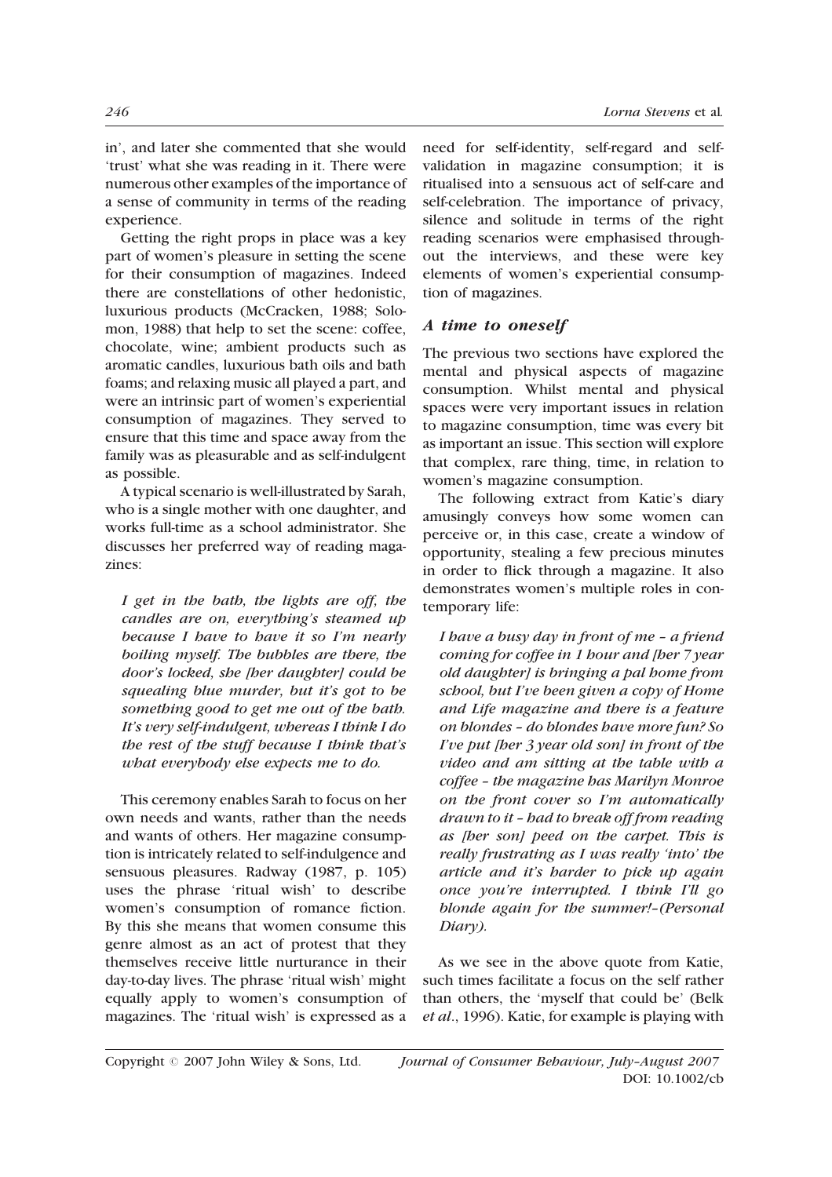in', and later she commented that she would 'trust' what she was reading in it. There were numerous other examples of the importance of a sense of community in terms of the reading experience.

Getting the right props in place was a key part of women's pleasure in setting the scene for their consumption of magazines. Indeed there are constellations of other hedonistic, luxurious products (McCracken, 1988; Solomon, 1988) that help to set the scene: coffee, chocolate, wine; ambient products such as aromatic candles, luxurious bath oils and bath foams; and relaxing music all played a part, and were an intrinsic part of women's experiential consumption of magazines. They served to ensure that this time and space away from the family was as pleasurable and as self-indulgent as possible.

A typical scenario is well-illustrated by Sarah, who is a single mother with one daughter, and works full-time as a school administrator. She discusses her preferred way of reading magazines:

> *I get in the bath, the lights are off, the candles are on, everything's steamed up because I have to have it so I'm nearly boiling myself. The bubbles are there, the door's locked, she [her daughter] could be squealing blue murder, but it's got to be something good to get me out of the bath. It's very self-indulgent, whereas I think I do the rest of the stuff because I think that's what everybody else expects me to do.*

This ceremony enables Sarah to focus on her own needs and wants, rather than the needs and wants of others. Her magazine consumption is intricately related to self-indulgence and sensuous pleasures. Radway (1987, p. 105) uses the phrase 'ritual wish' to describe women's consumption of romance fiction. By this she means that women consume this genre almost as an act of protest that they themselves receive little nurturance in their day-to-day lives. The phrase 'ritual wish' might equally apply to women's consumption of magazines. The 'ritual wish' is expressed as a need for self-identity, self-regard and self-validation in magazine consumption; it is ritualised into a sensuous act of self-care and self-celebration. The importance of privacy, silence and solitude in terms of the right reading scenarios were emphasised throughout the interviews, and these were key elements of women's experiential consumption of magazines.

### *A time to oneself*

The previous two sections have explored the mental and physical aspects of magazine consumption. Whilst mental and physical spaces were very important issues in relation to magazine consumption, time was every bit as important an issue. This section will explore that complex, rare thing, time, in relation to women's magazine consumption.

The following extract from Katie's diary amusingly conveys how some women can perceive or, in this case, create a window of opportunity, stealing a few precious minutes in order to flick through a magazine. It also demonstrates women's multiple roles in contemporary life:

> *I have a busy day in front of me – a friend coming for coffee in 1 hour and [her 7 year old daughter] is bringing a pal home from school, but I've been given a copy of Home and Life magazine and there is a feature on blondes – do blondes have more fun? So I've put [her 3 year old son] in front of the video and am sitting at the table with a coffee – the magazine has Marilyn Monroe on the front cover so I'm automatically drawn to it – had to break off from reading as [her son] peed on the carpet. This is really frustrating as I was really 'into' the article and it's harder to pick up again once you're interrupted. I think I'll go blonde again for the summer!–(Personal Diary).*

As we see in the above quote from Katie, such times facilitate a focus on the self rather than others, the 'myself that could be' (Belk *et al*., 1996). Katie, for example is playing with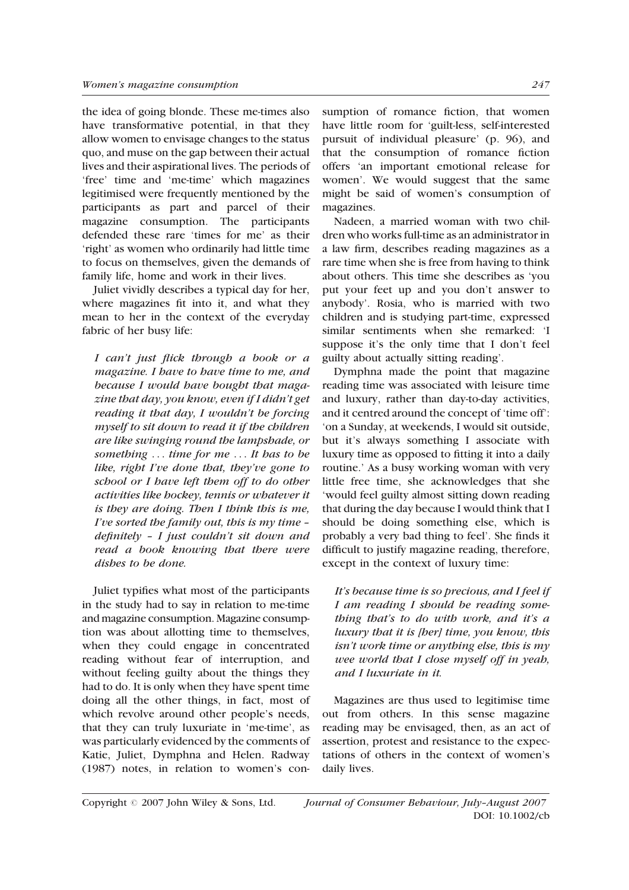the idea of going blonde. These me-times also have transformative potential, in that they allow women to envisage changes to the status quo, and muse on the gap between their actual lives and their aspirational lives. The periods of 'free' time and 'me-time' which magazines legitimised were frequently mentioned by the participants as part and parcel of their magazine consumption. The participants defended these rare 'times for me' as their 'right' as women who ordinarily had little time to focus on themselves, given the demands of family life, home and work in their lives.

Juliet vividly describes a typical day for her, where magazines fit into it, and what they mean to her in the context of the everyday fabric of her busy life:

> *I can't just flick through a book or a magazine. I have to have time to me, and because I would have bought that magazine that day, you know, even if I didn't get reading it that day, I wouldn't be forcing myself to sit down to read it if the children are like swinging round the lampshade, or something . . . time for me . . . It has to be like, right I've done that, they've gone to school or I have left them off to do other activities like hockey, tennis or whatever it is they are doing. Then I think this is me, I've sorted the family out, this is my time – definitely – I just couldn't sit down and read a book knowing that there were dishes to be done.*

Juliet typifies what most of the participants in the study had to say in relation to me-time and magazine consumption. Magazine consumption was about allotting time to themselves, when they could engage in concentrated reading without fear of interruption, and without feeling guilty about the things they had to do. It is only when they have spent time doing all the other things, in fact, most of which revolve around other people's needs, that they can truly luxuriate in 'me-time', as was particularly evidenced by the comments of Katie, Juliet, Dymphna and Helen. Radway (1987) notes, in relation to women's consumption of romance fiction, that women have little room for 'guilt-less, self-interested pursuit of individual pleasure' (p. 96), and that the consumption of romance fiction offers 'an important emotional release for women'. We would suggest that the same might be said of women's consumption of magazines.

Nadeen, a married woman with two children who works full-time as an administrator in a law firm, describes reading magazines as a rare time when she is free from having to think about others. This time she describes as 'you put your feet up and you don't answer to anybody'. Rosia, who is married with two children and is studying part-time, expressed similar sentiments when she remarked: 'I suppose it's the only time that I don't feel guilty about actually sitting reading'.

Dymphna made the point that magazine reading time was associated with leisure time and luxury, rather than day-to-day activities, and it centred around the concept of 'time off': 'on a Sunday, at weekends, I would sit outside, but it's always something I associate with luxury time as opposed to fitting it into a daily routine.' As a busy working woman with very little free time, she acknowledges that she 'would feel guilty almost sitting down reading that during the day because I would think that I should be doing something else, which is probably a very bad thing to feel'. She finds it difficult to justify magazine reading, therefore, except in the context of luxury time:

> *It's because time is so precious, and I feel if I am reading I should be reading something that's to do with work, and it's a luxury that it is [her] time, you know, this isn't work time or anything else, this is my wee world that I close myself off in yeah, and I luxuriate in it.*

Magazines are thus used to legitimise time out from others. In this sense magazine reading may be envisaged, then, as an act of assertion, protest and resistance to the expectations of others in the context of women's daily lives.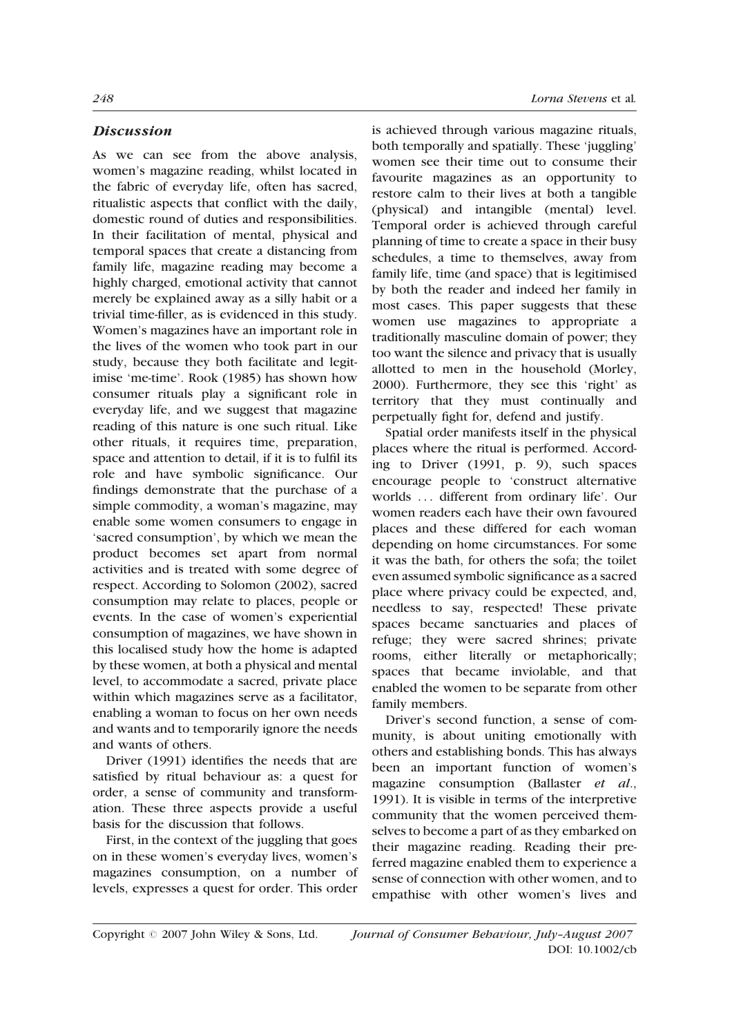## *Discussion*

As we can see from the above analysis, women's magazine reading, whilst located in the fabric of everyday life, often has sacred, ritualistic aspects that conflict with the daily, domestic round of duties and responsibilities. In their facilitation of mental, physical and temporal spaces that create a distancing from family life, magazine reading may become a highly charged, emotional activity that cannot merely be explained away as a silly habit or a trivial time-filler, as is evidenced in this study. Women's magazines have an important role in the lives of the women who took part in our study, because they both facilitate and legitimise 'me-time'. Rook (1985) has shown how consumer rituals play a significant role in everyday life, and we suggest that magazine reading of this nature is one such ritual. Like other rituals, it requires time, preparation, space and attention to detail, if it is to fulfil its role and have symbolic significance. Our findings demonstrate that the purchase of a simple commodity, a woman's magazine, may enable some women consumers to engage in 'sacred consumption', by which we mean the product becomes set apart from normal activities and is treated with some degree of respect. According to Solomon (2002), sacred consumption may relate to places, people or events. In the case of women's experiential consumption of magazines, we have shown in this localised study how the home is adapted by these women, at both a physical and mental level, to accommodate a sacred, private place within which magazines serve as a facilitator, enabling a woman to focus on her own needs and wants and to temporarily ignore the needs and wants of others.

Driver (1991) identifies the needs that are satisfied by ritual behaviour as: a quest for order, a sense of community and transformation. These three aspects provide a useful basis for the discussion that follows.

First, in the context of the juggling that goes on in these women's everyday lives, women's magazines consumption, on a number of levels, expresses a quest for order. This order is achieved through various magazine rituals, both temporally and spatially. These 'juggling' women see their time out to consume their favourite magazines as an opportunity to restore calm to their lives at both a tangible (physical) and intangible (mental) level. Temporal order is achieved through careful planning of time to create a space in their busy schedules, a time to themselves, away from family life, time (and space) that is legitimised by both the reader and indeed her family in most cases. This paper suggests that these women use magazines to appropriate a traditionally masculine domain of power; they too want the silence and privacy that is usually allotted to men in the household (Morley, 2000). Furthermore, they see this 'right' as territory that they must continually and perpetually fight for, defend and justify.

Spatial order manifests itself in the physical places where the ritual is performed. According to Driver (1991, p. 9), such spaces encourage people to 'construct alternative worlds ... different from ordinary life'. Our women readers each have their own favoured places and these differed for each woman depending on home circumstances. For some it was the bath, for others the sofa; the toilet even assumed symbolic significance as a sacred place where privacy could be expected, and, needless to say, respected! These private spaces became sanctuaries and places of refuge; they were sacred shrines; private rooms, either literally or metaphorically; spaces that became inviolable, and that enabled the women to be separate from other family members.

Driver's second function, a sense of community, is about uniting emotionally with others and establishing bonds. This has always been an important function of women's magazine consumption (Ballaster *et al.*, 1991). It is visible in terms of the interpretive community that the women perceived themselves to become a part of as they embarked on their magazine reading. Reading their preferred magazine enabled them to experience a sense of connection with other women, and to empathise with other women's lives and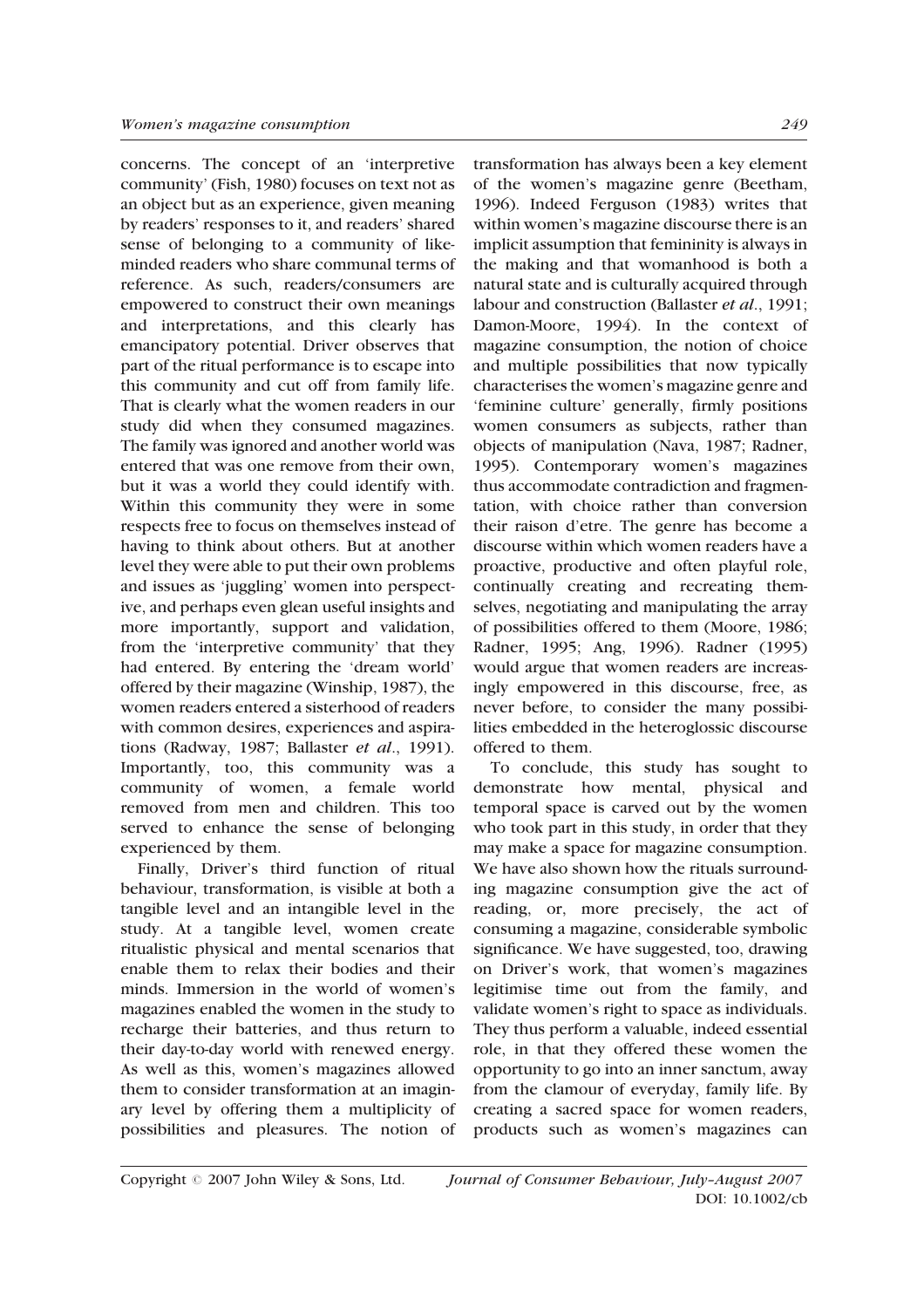concerns. The concept of an 'interpretive community' (Fish, 1980) focuses on text not as an object but as an experience, given meaning by readers' responses to it, and readers' shared sense of belonging to a community of like-minded readers who share communal terms of reference. As such, readers/consumers are empowered to construct their own meanings and interpretations, and this clearly has emancipatory potential. Driver observes that part of the ritual performance is to escape into this community and cut off from family life. That is clearly what the women readers in our study did when they consumed magazines. The family was ignored and another world was entered that was one remove from their own, but it was a world they could identify with. Within this community they were in some respects free to focus on themselves instead of having to think about others. But at another level they were able to put their own problems and issues as 'juggling' women into perspective, and perhaps even glean useful insights and more importantly, support and validation, from the 'interpretive community' that they had entered. By entering the 'dream world' offered by their magazine (Winship, 1987), the women readers entered a sisterhood of readers with common desires, experiences and aspirations (Radway, 1987; Ballaster *et al*., 1991). Importantly, too, this community was a community of women, a female world removed from men and children. This too served to enhance the sense of belonging experienced by them.

Finally, Driver's third function of ritual behaviour, transformation, is visible at both a tangible level and an intangible level in the study. At a tangible level, women create ritualistic physical and mental scenarios that enable them to relax their bodies and their minds. Immersion in the world of women's magazines enabled the women in the study to recharge their batteries, and thus return to their day-to-day world with renewed energy. As well as this, women's magazines allowed them to consider transformation at an imaginary level by offering them a multiplicity of possibilities and pleasures. The notion of transformation has always been a key element of the women's magazine genre (Beetham, 1996). Indeed Ferguson (1983) writes that within women's magazine discourse there is an implicit assumption that femininity is always in the making and that womanhood is both a natural state and is culturally acquired through labour and construction (Ballaster *et al*., 1991; Damon-Moore, 1994). In the context of magazine consumption, the notion of choice and multiple possibilities that now typically characterises the women's magazine genre and 'feminine culture' generally, firmly positions women consumers as subjects, rather than objects of manipulation (Nava, 1987; Radner, 1995). Contemporary women's magazines thus accommodate contradiction and fragmentation, with choice rather than conversion their raison d'etre. The genre has become a discourse within which women readers have a proactive, productive and often playful role, continually creating and recreating themselves, negotiating and manipulating the array of possibilities offered to them (Moore, 1986; Radner, 1995; Ang, 1996). Radner (1995) would argue that women readers are increasingly empowered in this discourse, free, as never before, to consider the many possibilities embedded in the heteroglossic discourse offered to them.

To conclude, this study has sought to demonstrate how mental, physical and temporal space is carved out by the women who took part in this study, in order that they may make a space for magazine consumption. We have also shown how the rituals surrounding magazine consumption give the act of reading, or, more precisely, the act of consuming a magazine, considerable symbolic significance. We have suggested, too, drawing on Driver's work, that women's magazines legitimise time out from the family, and validate women's right to space as individuals. They thus perform a valuable, indeed essential role, in that they offered these women the opportunity to go into an inner sanctum, away from the clamour of everyday, family life. By creating a sacred space for women readers, products such as women's magazines can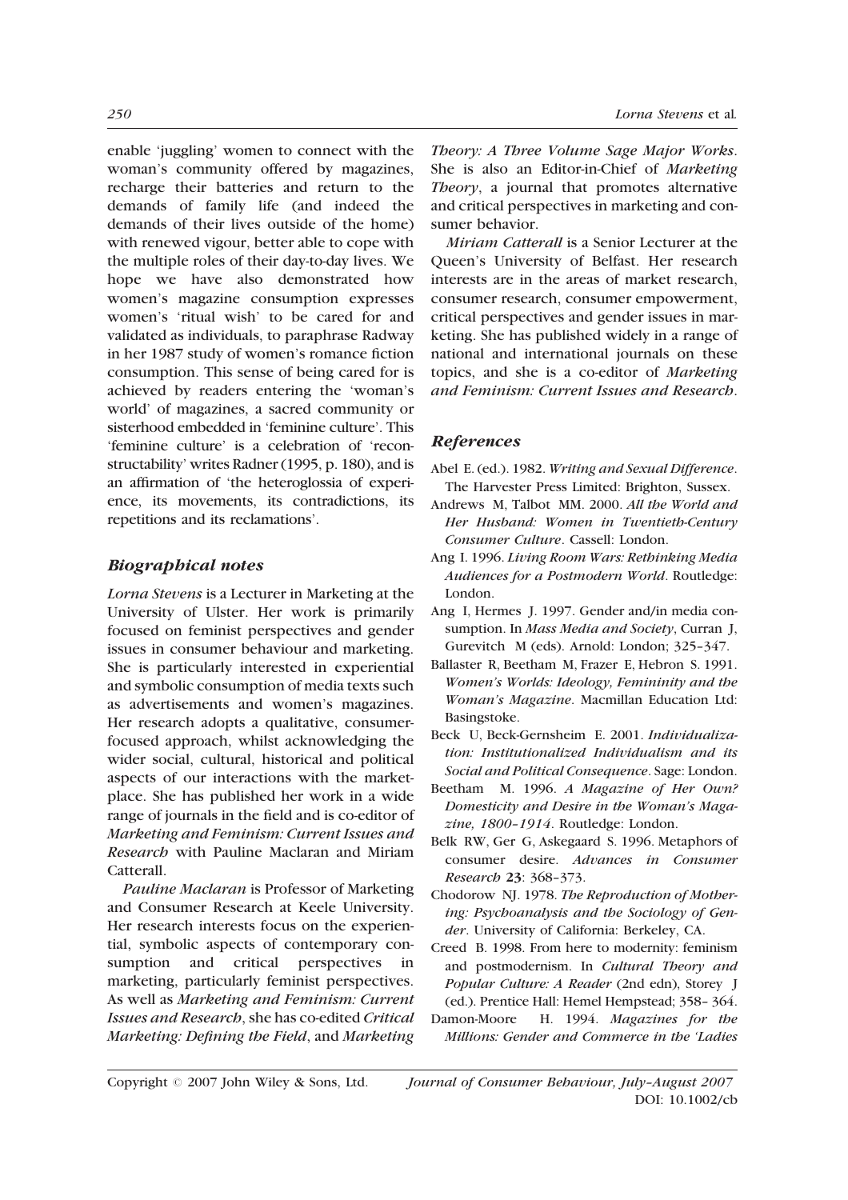enable 'juggling' women to connect with the woman's community offered by magazines, recharge their batteries and return to the demands of family life (and indeed the demands of their lives outside of the home) with renewed vigour, better able to cope with the multiple roles of their day-to-day lives. We hope we have also demonstrated how women's magazine consumption expresses women's 'ritual wish' to be cared for and validated as individuals, to paraphrase Radway in her 1987 study of women's romance fiction consumption. This sense of being cared for is achieved by readers entering the 'woman's world' of magazines, a sacred community or sisterhood embedded in 'feminine culture'. This 'feminine culture' is a celebration of 'reconstructability' writes Radner (1995, p. 180), and is an affirmation of 'the heteroglossia of experience, its movements, its contradictions, its repetitions and its reclamations'.

## Biographical notes

*Lorna Stevens* is a Lecturer in Marketing at the University of Ulster. Her work is primarily focused on feminist perspectives and gender issues in consumer behaviour and marketing. She is particularly interested in experiential and symbolic consumption of media texts such as advertisements and women's magazines. Her research adopts a qualitative, consumer-focused approach, whilst acknowledging the wider social, cultural, historical and political aspects of our interactions with the marketplace. She has published her work in a wide range of journals in the field and is co-editor of *Marketing and Feminism: Current Issues and Research* with Pauline Maclaran and Miriam Catterall.

*Pauline Maclaran* is Professor of Marketing and Consumer Research at Keele University. Her research interests focus on the experiential, symbolic aspects of contemporary consumption and critical perspectives in marketing, particularly feminist perspectives. As well as *Marketing and Feminism: Current Issues and Research*, she has co-edited *Critical Marketing: Defining the Field*, and *Marketing Theory: A Three Volume Sage Major Works*. She is also an Editor-in-Chief of *Marketing Theory*, a journal that promotes alternative and critical perspectives in marketing and consumer behavior.

*Miriam Catterall* is a Senior Lecturer at the Queen's University of Belfast. Her research interests are in the areas of market research, consumer research, consumer empowerment, critical perspectives and gender issues in marketing. She has published widely in a range of national and international journals on these topics, and she is a co-editor of *Marketing and Feminism: Current Issues and Research*.

## References

Abel E. (ed.). 1982. *Writing and Sexual Difference*. The Harvester Press Limited: Brighton, Sussex.

Andrews M, Talbot MM. 2000. *All the World and Her Husband: Women in Twentieth-Century Consumer Culture*. Cassell: London.

Ang I. 1996. *Living Room Wars: Rethinking Media Audiences for a Postmodern World*. Routledge: London.

Ang I, Hermes J. 1997. Gender and/in media consumption. In *Mass Media and Society*, Curran J, Gurevitch M (eds). Arnold: London; 325–347.

Ballaster R, Beetham M, Frazer E, Hebron S. 1991. *Women's Worlds: Ideology, Femininity and the Woman's Magazine*. Macmillan Education Ltd: Basingstoke.

Beck U, Beck-Gernsheim E. 2001. *Individualization: Institutionalized Individualism and its Social and Political Consequence*. Sage: London.

Beetham M. 1996. *A Magazine of Her Own? Domesticity and Desire in the Woman's Magazine, 1800–1914*. Routledge: London.

Belk RW, Ger G, Askegaard S. 1996. Metaphors of consumer desire. *Advances in Consumer Research* **23**: 368–373.

Chodorow NJ. 1978. *The Reproduction of Mothering: Psychoanalysis and the Sociology of Gender*. University of California: Berkeley, CA.

Creed B. 1998. From here to modernity: feminism and postmodernism. In *Cultural Theory and Popular Culture: A Reader* (2nd edn), Storey J (ed.). Prentice Hall: Hemel Hempstead; 358– 364.

Damon-Moore H. 1994. *Magazines for the Millions: Gender and Commerce in the 'Ladies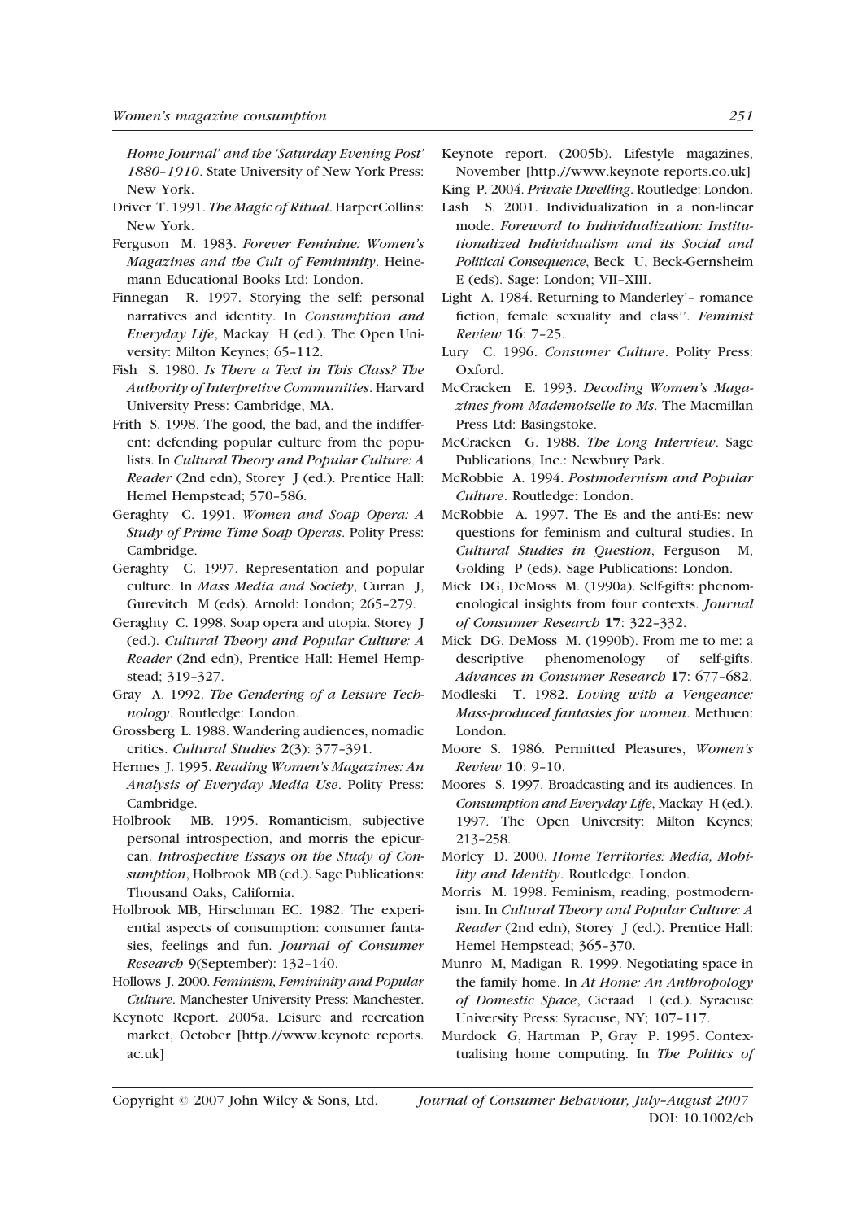*Home Journal' and the 'Saturday Evening Post' 1880–1910*. State University of New York Press: New York.

Driver T. 1991. *The Magic of Ritual*. HarperCollins: New York.

Ferguson M. 1983. *Forever Feminine: Women's Magazines and the Cult of Femininity*. Heinemann Educational Books Ltd: London.

Finnegan R. 1997. Storying the self: personal narratives and identity. In *Consumption and Everyday Life*, Mackay H (ed.). The Open University: Milton Keynes; 65–112.

Fish S. 1980. *Is There a Text in This Class? The Authority of Interpretive Communities*. Harvard University Press: Cambridge, MA.

Frith S. 1998. The good, the bad, and the indifferent: defending popular culture from the populists. In *Cultural Theory and Popular Culture: A Reader* (2nd edn), Storey J (ed.). Prentice Hall: Hemel Hempstead; 570–586.

Geraghty C. 1991. *Women and Soap Opera: A Study of Prime Time Soap Operas*. Polity Press: Cambridge.

Geraghty C. 1997. Representation and popular culture. In *Mass Media and Society*, Curran J, Gurevitch M (eds). Arnold: London; 265–279.

Geraghty C. 1998. Soap opera and utopia. Storey J (ed.). *Cultural Theory and Popular Culture: A Reader* (2nd edn), Prentice Hall: Hemel Hempstead; 319–327.

Gray A. 1992. *The Gendering of a Leisure Technology*. Routledge: London.

Grossberg L. 1988. Wandering audiences, nomadic critics. *Cultural Studies* **2**(3): 377–391.

Hermes J. 1995. *Reading Women's Magazines: An Analysis of Everyday Media Use*. Polity Press: Cambridge.

Holbrook MB. 1995. Romanticism, subjective personal introspection, and morris the epicurean. *Introspective Essays on the Study of Consumption*, Holbrook MB (ed.). Sage Publications: Thousand Oaks, California.

Holbrook MB, Hirschman EC. 1982. The experiential aspects of consumption: consumer fantasies, feelings and fun. *Journal of Consumer Research* **9**(September): 132–140.

Hollows J. 2000. *Feminism, Femininity and Popular Culture*. Manchester University Press: Manchester.

Keynote Report. 2005a. Leisure and recreation market, October [http.//www.keynote reports.ac.uk]

Keynote report. (2005b). Lifestyle magazines, November [http.//www.keynote reports.co.uk]

King P. 2004. *Private Dwelling*. Routledge: London.

Lash S. 2001. Individualization in a non-linear mode. *Foreword to Individualization: Institutionalized Individualism and its Social and Political Consequence*, Beck U, Beck-Gernsheim E (eds). Sage: London; VII–XIII.

Light A. 1984. Returning to Manderley'– romance fiction, female sexuality and class''. *Feminist Review* **16**: 7–25.

Lury C. 1996. *Consumer Culture*. Polity Press: Oxford.

McCracken E. 1993. *Decoding Women's Magazines from Mademoiselle to Ms*. The Macmillan Press Ltd: Basingstoke.

McCracken G. 1988. *The Long Interview*. Sage Publications, Inc.: Newbury Park.

McRobbie A. 1994. *Postmodernism and Popular Culture*. Routledge: London.

McRobbie A. 1997. The Es and the anti-Es: new questions for feminism and cultural studies. In *Cultural Studies in Question*, Ferguson M, Golding P (eds). Sage Publications: London.

Mick DG, DeMoss M. (1990a). Self-gifts: phenomenological insights from four contexts. *Journal of Consumer Research* **17**: 322–332.

Mick DG, DeMoss M. (1990b). From me to me: a descriptive phenomenology of self-gifts. *Advances in Consumer Research* **17**: 677–682.

Modleski T. 1982. *Loving with a Vengeance: Mass-produced fantasies for women*. Methuen: London.

Moore S. 1986. Permitted Pleasures, *Women's Review* **10**: 9–10.

Moores S. 1997. Broadcasting and its audiences. In *Consumption and Everyday Life*, Mackay H (ed.). 1997. The Open University: Milton Keynes; 213–258.

Morley D. 2000. *Home Territories: Media, Mobility and Identity*. Routledge. London.

Morris M. 1998. Feminism, reading, postmodernism. In *Cultural Theory and Popular Culture: A Reader* (2nd edn), Storey J (ed.). Prentice Hall: Hemel Hempstead; 365–370.

Munro M, Madigan R. 1999. Negotiating space in the family home. In *At Home: An Anthropology of Domestic Space*, Cieraad I (ed.). Syracuse University Press: Syracuse, NY; 107–117.

Murdock G, Hartman P, Gray P. 1995. Contextualising home computing. In *The Politics of*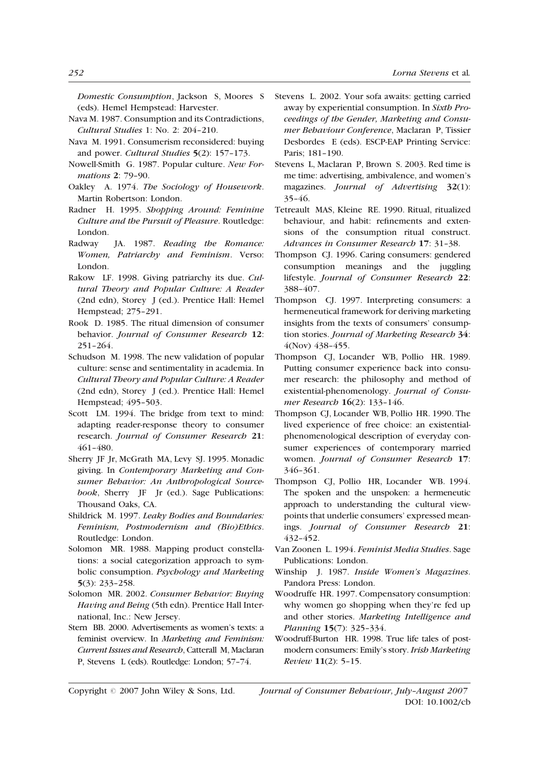*Domestic Consumption*, Jackson S, Moores S (eds). Hemel Hempstead: Harvester.

Nava M. 1987. Consumption and its Contradictions, *Cultural Studies* 1: No. 2: 204–210.

Nava M. 1991. Consumerism reconsidered: buying and power. *Cultural Studies* **5**(2): 157–173.

Nowell-Smith G. 1987. Popular culture. *New Formations* **2**: 79–90.

Oakley A. 1974. *The Sociology of Housework*. Martin Robertson: London.

Radner H. 1995. *Shopping Around: Feminine Culture and the Pursuit of Pleasure*. Routledge: London.

Radway JA. 1987. *Reading the Romance: Women, Patriarchy and Feminism*. Verso: London.

Rakow LF. 1998. Giving patriarchy its due. *Cultural Theory and Popular Culture: A Reader* (2nd edn), Storey J (ed.). Prentice Hall: Hemel Hempstead; 275–291.

Rook D. 1985. The ritual dimension of consumer behavior. *Journal of Consumer Research* **12**: 251–264.

Schudson M. 1998. The new validation of popular culture: sense and sentimentality in academia. In *Cultural Theory and Popular Culture: A Reader* (2nd edn), Storey J (ed.). Prentice Hall: Hemel Hempstead; 495–503.

Scott LM. 1994. The bridge from text to mind: adapting reader-response theory to consumer research. *Journal of Consumer Research* **21**: 461–480.

Sherry JF Jr, McGrath MA, Levy SJ. 1995. Monadic giving. In *Contemporary Marketing and Consumer Behavior: An Anthropological Sourcebook*, Sherry JF Jr (ed.). Sage Publications: Thousand Oaks, CA.

Shildrick M. 1997. *Leaky Bodies and Boundaries: Feminism, Postmodernism and (Bio)Ethics*. Routledge: London.

Solomon MR. 1988. Mapping product constellations: a social categorization approach to symbolic consumption. *Psychology and Marketing* **5**(3): 233–258.

Solomon MR. 2002. *Consumer Behavior: Buying Having and Being* (5th edn). Prentice Hall International, Inc.: New Jersey.

Stern BB. 2000. Advertisements as women's texts: a feminist overview. In *Marketing and Feminism: Current Issues and Research*, Catterall M, Maclaran P, Stevens L (eds). Routledge: London; 57–74.

Stevens L. 2002. Your sofa awaits: getting carried away by experiential consumption. In *Sixth Proceedings of the Gender, Marketing and Consumer Behaviour Conference*, Maclaran P, Tissier Desbordes E (eds). ESCP-EAP Printing Service: Paris; 181–190.

Stevens L, Maclaran P, Brown S. 2003. Red time is me time: advertising, ambivalence, and women's magazines. *Journal of Advertising* **32**(1): 35–46.

Tetreault MAS, Kleine RE. 1990. Ritual, ritualized behaviour, and habit: refinements and extensions of the consumption ritual construct. *Advances in Consumer Research* **17**: 31–38.

Thompson CJ. 1996. Caring consumers: gendered consumption meanings and the juggling lifestyle. *Journal of Consumer Research* **22**: 388–407.

Thompson CJ. 1997. Interpreting consumers: a hermeneutical framework for deriving marketing insights from the texts of consumers' consumption stories. *Journal of Marketing Research* **34**: 4(Nov) 438–455.

Thompson CJ, Locander WB, Pollio HR. 1989. Putting consumer experience back into consumer research: the philosophy and method of existential-phenomenology. *Journal of Consumer Research* **16**(2): 133–146.

Thompson CJ, Locander WB, Pollio HR. 1990. The lived experience of free choice: an existential-phenomenological description of everyday consumer experiences of contemporary married women. *Journal of Consumer Research* **17**: 346–361.

Thompson CJ, Pollio HR, Locander WB. 1994. The spoken and the unspoken: a hermeneutic approach to understanding the cultural viewpoints that underlie consumers' expressed meanings. *Journal of Consumer Research* **21**: 432–452.

Van Zoonen L. 1994. *Feminist Media Studies*. Sage Publications: London.

Winship J. 1987. *Inside Women's Magazines*. Pandora Press: London.

Woodruffe HR. 1997. Compensatory consumption: why women go shopping when they're fed up and other stories. *Marketing Intelligence and Planning* **15**(7): 325–334.

Woodruff-Burton HR. 1998. True life tales of postmodern consumers: Emily's story. *Irish Marketing Review* **11**(2): 5–15.